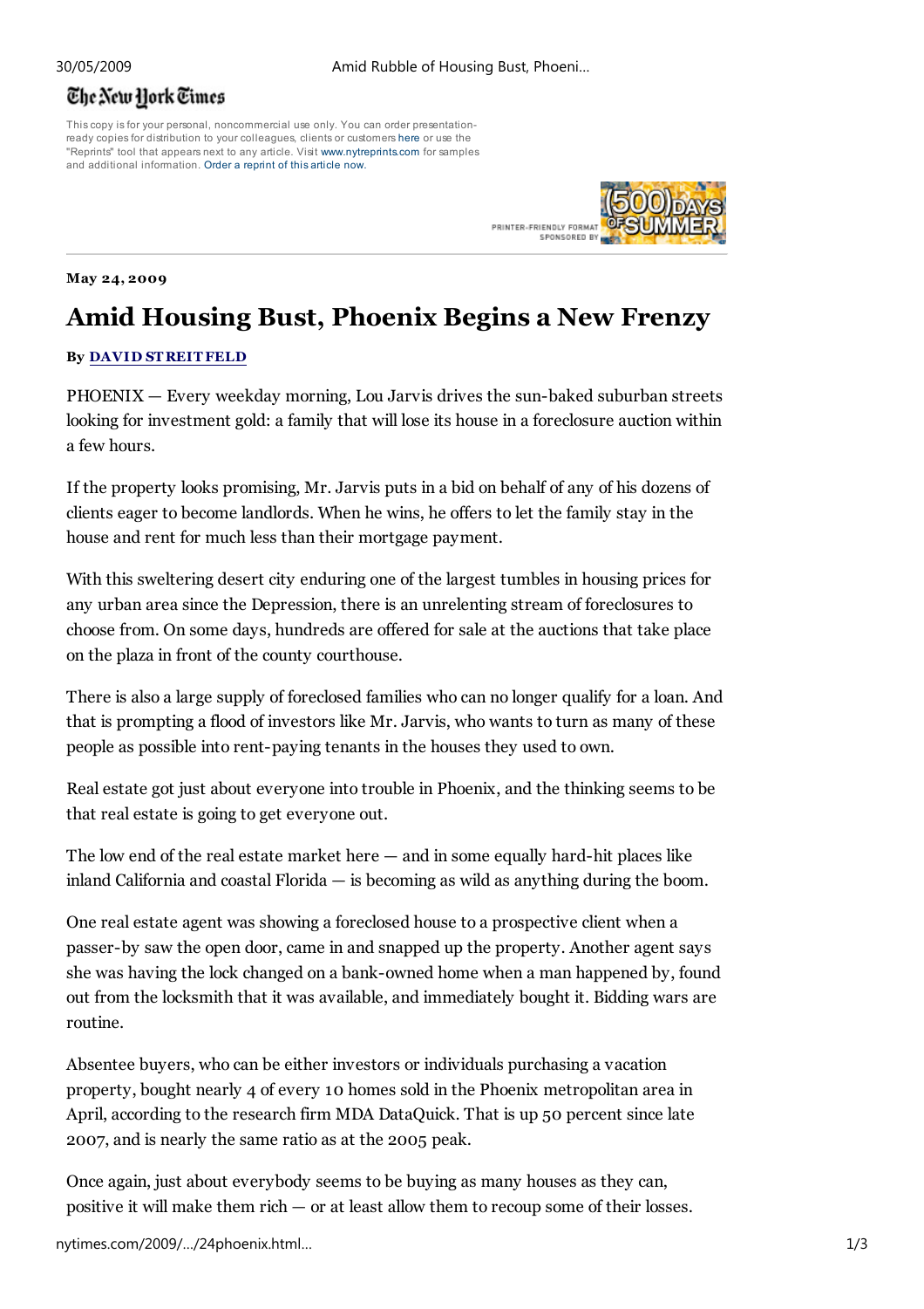The New York Times

This copy is for your personal, noncommercial use only. You can order presentation-ready copies for distribution to your colleagues, clients or customers here or use the "Reprints" tool that appears next to any article. Visit www.nytreprints.com for samples and additional information. Order a reprint of this article now.

PRINTER-FRIENDLY FORMAT SPONSORED BY

May 24, 2009

# Amid Housing Bust, Phoenix Begins a New Frenzy

By DAVID STREITFELD

PHOENIX — Every weekday morning, Lou Jarvis drives the sun-baked suburban streets looking for investment gold: a family that will lose its house in a foreclosure auction within a few hours.

If the property looks promising, Mr. Jarvis puts in a bid on behalf of any of his dozens of clients eager to become landlords. When he wins, he offers to let the family stay in the house and rent for much less than their mortgage payment.

With this sweltering desert city enduring one of the largest tumbles in housing prices for any urban area since the Depression, there is an unrelenting stream of foreclosures to choose from. On some days, hundreds are offered for sale at the auctions that take place on the plaza in front of the county courthouse.

There is also a large supply of foreclosed families who can no longer qualify for a loan. And that is prompting a flood of investors like Mr. Jarvis, who wants to turn as many of these people as possible into rent-paying tenants in the houses they used to own.

Real estate got just about everyone into trouble in Phoenix, and the thinking seems to be that real estate is going to get everyone out.

The low end of the real estate market here — and in some equally hard-hit places like inland California and coastal Florida — is becoming as wild as anything during the boom.

One real estate agent was showing a foreclosed house to a prospective client when a passer-by saw the open door, came in and snapped up the property. Another agent says she was having the lock changed on a bank-owned home when a man happened by, found out from the locksmith that it was available, and immediately bought it. Bidding wars are routine.

Absentee buyers, who can be either investors or individuals purchasing a vacation property, bought nearly 4 of every 10 homes sold in the Phoenix metropolitan area in April, according to the research firm MDA DataQuick. That is up 50 percent since late 2007, and is nearly the same ratio as at the 2005 peak.

Once again, just about everybody seems to be buying as many houses as they can, positive it will make them rich — or at least allow them to recoup some of their losses.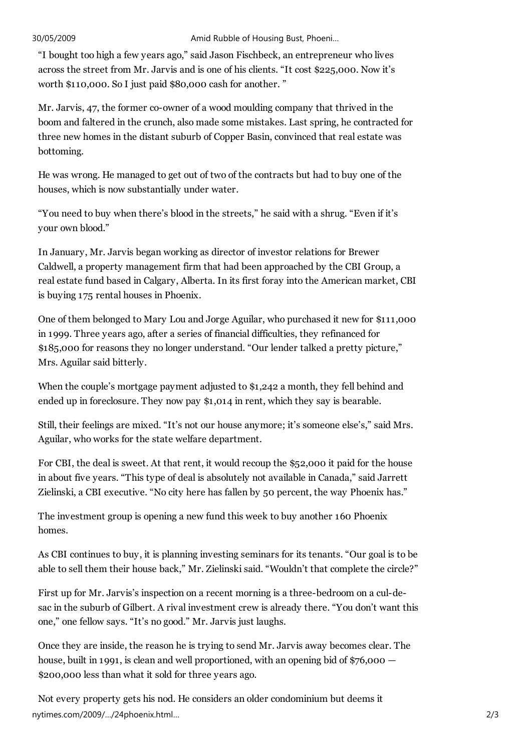"I bought too high a few years ago," said Jason Fischbeck, an entrepreneur who lives across the street from Mr. Jarvis and is one of his clients. "It cost $225,000. Now it's worth $110,000. So I just paid $80,000 cash for another. "

Mr. Jarvis, 47, the former co-owner of a wood moulding company that thrived in the boom and faltered in the crunch, also made some mistakes. Last spring, he contracted for three new homes in the distant suburb of Copper Basin, convinced that real estate was bottoming.

He was wrong. He managed to get out of two of the contracts but had to buy one of the houses, which is now substantially under water.

"You need to buy when there's blood in the streets," he said with a shrug. "Even if it's your own blood."

In January, Mr. Jarvis began working as director of investor relations for Brewer Caldwell, a property management firm that had been approached by the CBI Group, a real estate fund based in Calgary, Alberta. In its first foray into the American market, CBI is buying 175 rental houses in Phoenix.

One of them belonged to Mary Lou and Jorge Aguilar, who purchased it new for $111,000 in 1999. Three years ago, after a series of financial difficulties, they refinanced for $185,000 for reasons they no longer understand. "Our lender talked a pretty picture," Mrs. Aguilar said bitterly.

When the couple's mortgage payment adjusted to $1,242 a month, they fell behind and ended up in foreclosure. They now pay $1,014 in rent, which they say is bearable.

Still, their feelings are mixed. "It's not our house anymore; it's someone else's," said Mrs. Aguilar, who works for the state welfare department.

For CBI, the deal is sweet. At that rent, it would recoup the $52,000 it paid for the house in about five years. "This type of deal is absolutely not available in Canada," said Jarrett Zielinski, a CBI executive. "No city here has fallen by 50 percent, the way Phoenix has."

The investment group is opening a new fund this week to buy another 160 Phoenix homes.

As CBI continues to buy, it is planning investing seminars for its tenants. "Our goal is to be able to sell them their house back," Mr. Zielinski said. "Wouldn't that complete the circle?"

First up for Mr. Jarvis's inspection on a recent morning is a three-bedroom on a cul-de-sac in the suburb of Gilbert. A rival investment crew is already there. "You don't want this one," one fellow says. "It's no good." Mr. Jarvis just laughs.

Once they are inside, the reason he is trying to send Mr. Jarvis away becomes clear. The house, built in 1991, is clean and well proportioned, with an opening bid of $76,000 — $200,000 less than what it sold for three years ago.

Not every property gets his nod. He considers an older condominium but deems it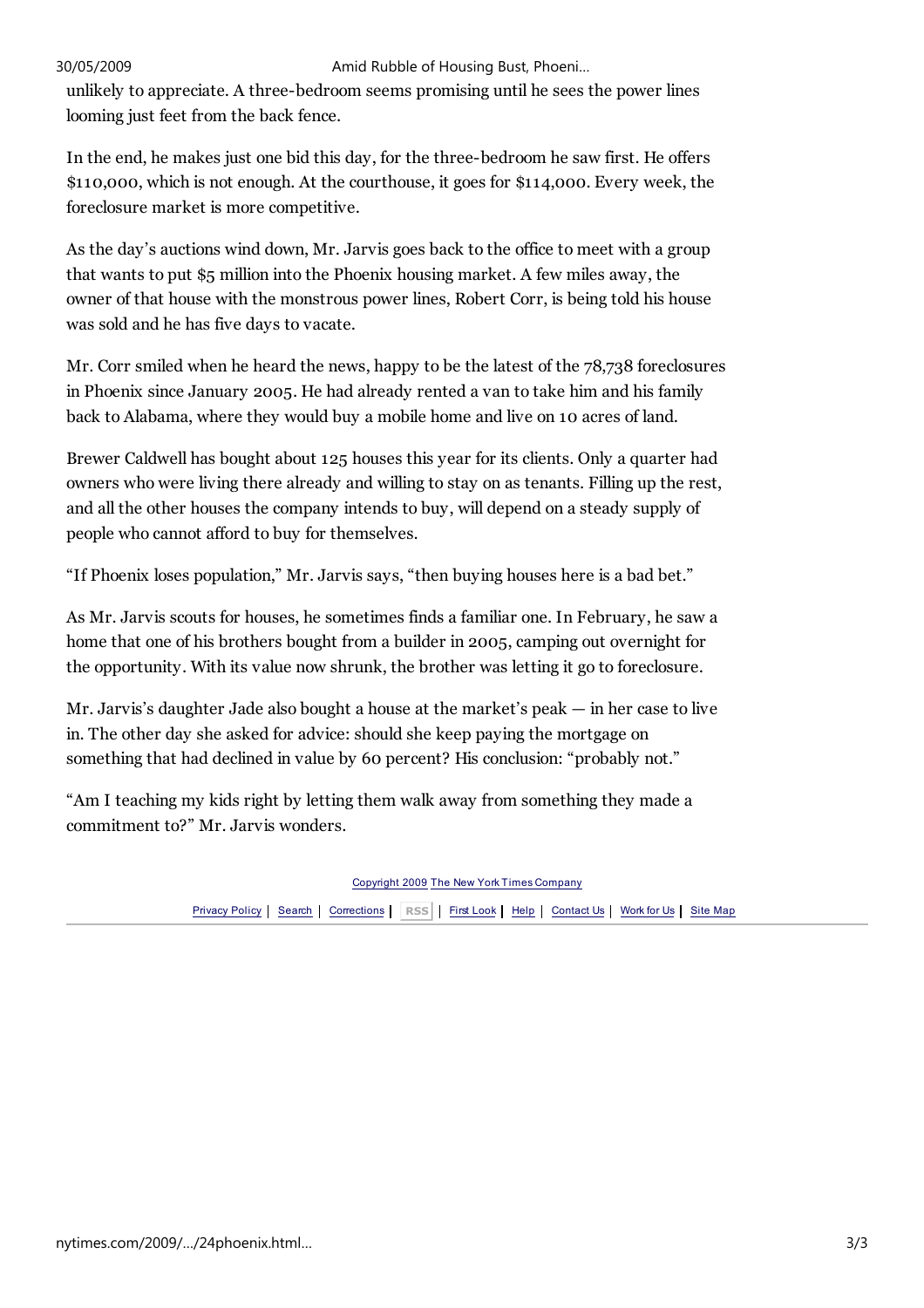unlikely to appreciate. A three-bedroom seems promising until he sees the power lines looming just feet from the back fence.

In the end, he makes just one bid this day, for the three-bedroom he saw first. He offers $110,000, which is not enough. At the courthouse, it goes for $114,000. Every week, the foreclosure market is more competitive.

As the day's auctions wind down, Mr. Jarvis goes back to the office to meet with a group that wants to put $5 million into the Phoenix housing market. A few miles away, the owner of that house with the monstrous power lines, Robert Corr, is being told his house was sold and he has five days to vacate.

Mr. Corr smiled when he heard the news, happy to be the latest of the 78,738 foreclosures in Phoenix since January 2005. He had already rented a van to take him and his family back to Alabama, where they would buy a mobile home and live on 10 acres of land.

Brewer Caldwell has bought about 125 houses this year for its clients. Only a quarter had owners who were living there already and willing to stay on as tenants. Filling up the rest, and all the other houses the company intends to buy, will depend on a steady supply of people who cannot afford to buy for themselves.

"If Phoenix loses population," Mr. Jarvis says, "then buying houses here is a bad bet."

As Mr. Jarvis scouts for houses, he sometimes finds a familiar one. In February, he saw a home that one of his brothers bought from a builder in 2005, camping out overnight for the opportunity. With its value now shrunk, the brother was letting it go to foreclosure.

Mr. Jarvis's daughter Jade also bought a house at the market's peak — in her case to live in. The other day she asked for advice: should she keep paying the mortgage on something that had declined in value by 60 percent? His conclusion: "probably not."

"Am I teaching my kids right by letting them walk away from something they made a commitment to?" Mr. Jarvis wonders.

Copyright 2009 The New York Times Company

Privacy Policy | Search | Corrections | RSS | First Look | Help | Contact Us | Work for Us | Site Map